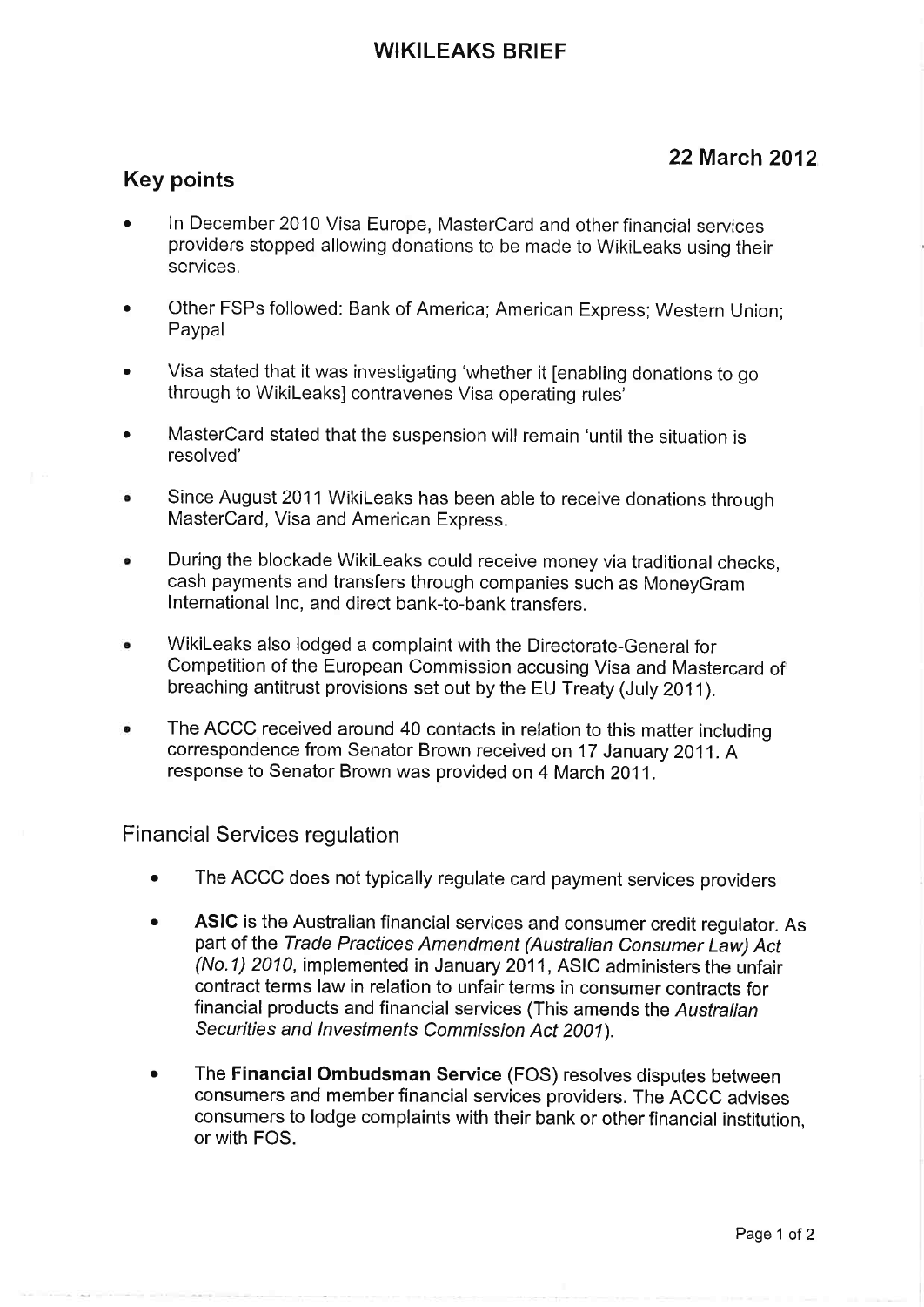# WIKILEAKS BRIEF

**22 March 2012**

## Key points

- In December 2010 Visa Europe, MasterCard and other financial services providers stopped allowing donations to be made to WikiLeaks using their services.
- Other FSPs followed: Bank of America; American Express; Western Union; Paypal
- Visa stated that it was investigating 'whether it [enabling donations to go through to WikiLeaks] contravenes Visa operating rules'
- MasterCard stated that the suspension will remain 'until the situation is resolved'
- Since August 2011 WikiLeaks has been able to receive donations through MasterCard, Visa and American Express.
- During the blockade WikiLeaks could receive money via traditional checks, cash payments and transfers through companies such as MoneyGram International Inc, and direct bank-to-bank transfers.
- WikiLeaks also lodged a complaint with the Directorate-General for Competition of the European Commission accusing Visa and Mastercard of breaching antitrust provisions set out by the EU Treaty (July 2011).
- The ACCC received around 40 contacts in relation to this matter including correspondence from Senator Brown received on 17 January 2011. A response to Senator Brown was provided on 4 March 2011.

### Financial Services regulation

- The ACCC does not typically regulate card payment services providers
- **ASIC** is the Australian financial services and consumer credit regulator. As part of the *Trade Practices Amendment (Australian Consumer Law) Act (No.1) 2010*, implemented in January 2011, ASIC administers the unfair contract terms law in relation to unfair terms in consumer contracts for financial products and financial services (This amends the *Australian Securities and Investments Commission Act 2001*).
- The **Financial Ombudsman Service** (FOS) resolves disputes between consumers and member financial services providers. The ACCC advises consumers to lodge complaints with their bank or other financial institution, or with FOS.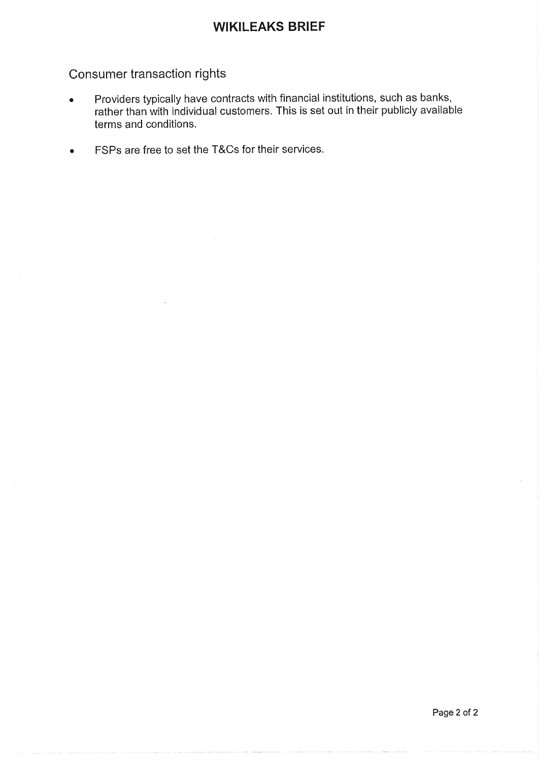## Consumer transaction rights

- Providers typically have contracts with financial institutions, such as banks, rather than with individual customers. This is set out in their publicly available terms and conditions.
- FSPs are free to set the T&Cs for their services.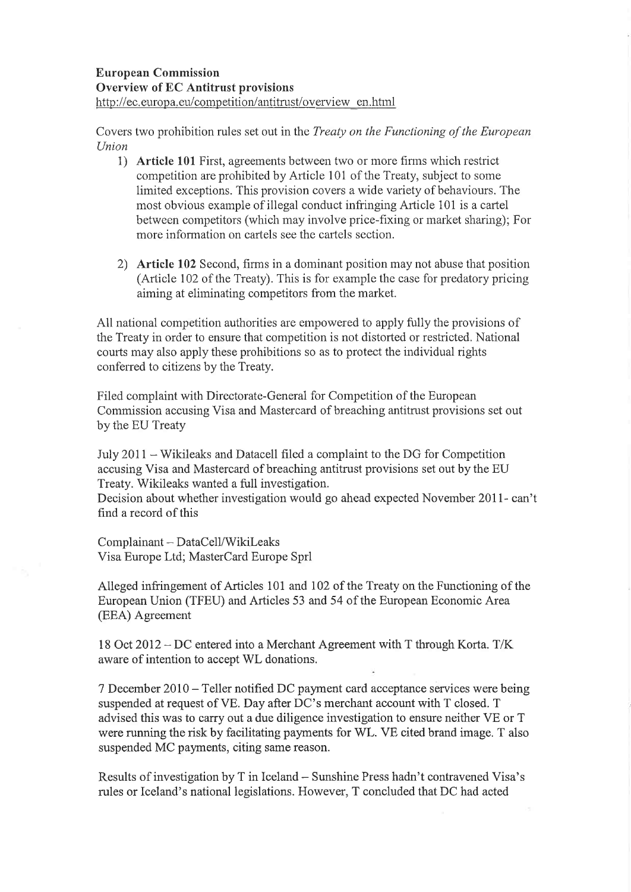**European Commission**
**Overview of EC Antitrust provisions**
http://ec.europa.eu/competition/antitrust/overview_en.html

Covers two prohibition rules set out in the *Treaty on the Functioning of the European Union*

1) **Article 101** First, agreements between two or more firms which restrict competition are prohibited by Article 101 of the Treaty, subject to some limited exceptions. This provision covers a wide variety of behaviours. The most obvious example of illegal conduct infringing Article 101 is a cartel between competitors (which may involve price-fixing or market sharing); For more information on cartels see the cartels section.

2) **Article 102** Second, firms in a dominant position may not abuse that position (Article 102 of the Treaty). This is for example the case for predatory pricing aiming at eliminating competitors from the market.

All national competition authorities are empowered to apply fully the provisions of the Treaty in order to ensure that competition is not distorted or restricted. National courts may also apply these prohibitions so as to protect the individual rights conferred to citizens by the Treaty.

Filed complaint with Directorate-General for Competition of the European Commission accusing Visa and Mastercard of breaching antitrust provisions set out by the EU Treaty

July 2011 – Wikileaks and Datacell filed a complaint to the DG for Competition accusing Visa and Mastercard of breaching antitrust provisions set out by the EU Treaty. Wikileaks wanted a full investigation.
Decision about whether investigation would go ahead expected November 2011- can't find a record of this

Complainant – DataCell/WikiLeaks
Visa Europe Ltd; MasterCard Europe Sprl

Alleged infringement of Articles 101 and 102 of the Treaty on the Functioning of the European Union (TFEU) and Articles 53 and 54 of the European Economic Area (EEA) Agreement

18 Oct 2012 – DC entered into a Merchant Agreement with T through Korta. T/K aware of intention to accept WL donations.

7 December 2010 – Teller notified DC payment card acceptance services were being suspended at request of VE. Day after DC's merchant account with T closed. T advised this was to carry out a due diligence investigation to ensure neither VE or T were running the risk by facilitating payments for WL. VE cited brand image. T also suspended MC payments, citing same reason.

Results of investigation by T in Iceland – Sunshine Press hadn't contravened Visa's rules or Iceland's national legislations. However, T concluded that DC had acted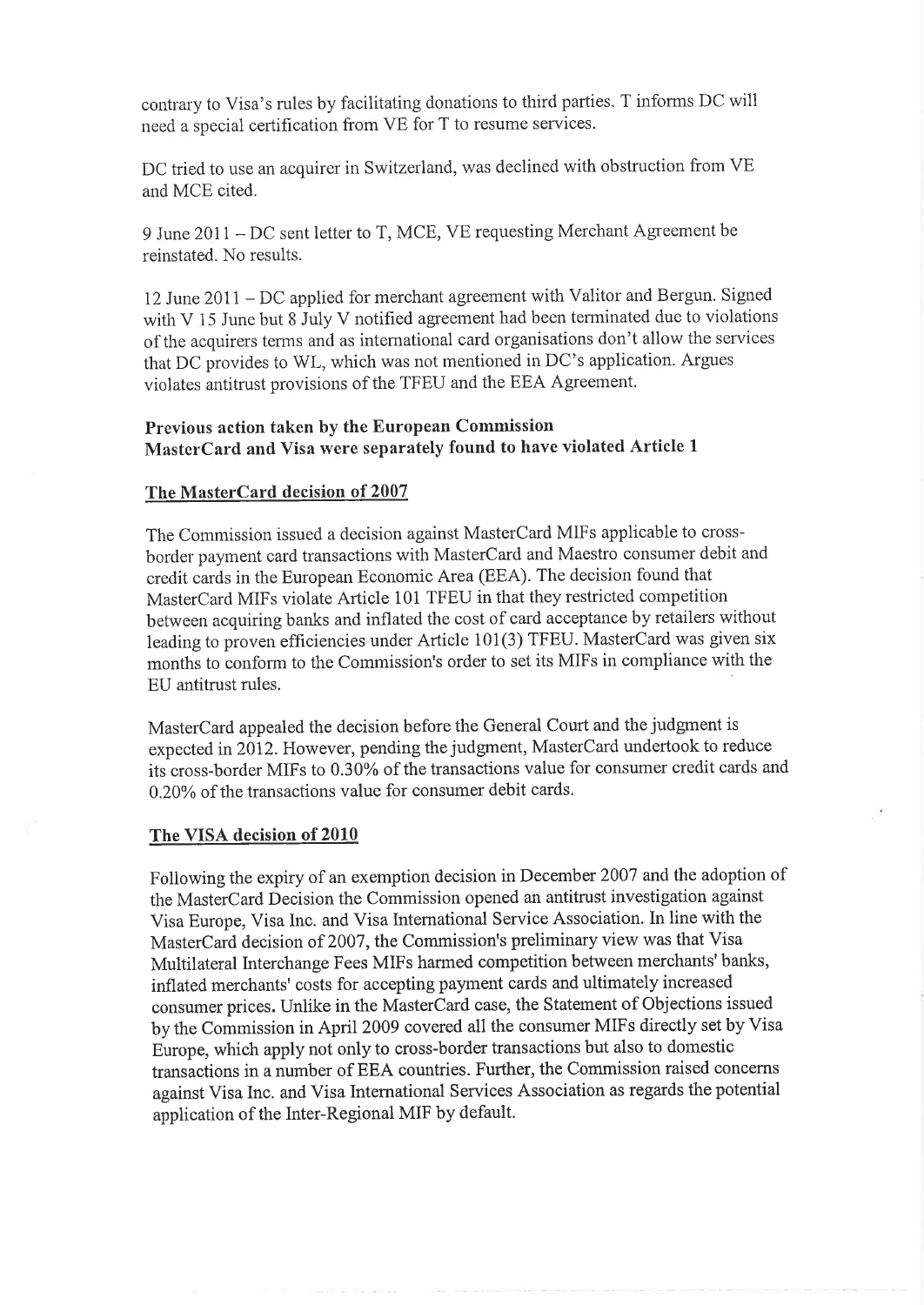contrary to Visa's rules by facilitating donations to third parties. T informs DC will need a special certification from VE for T to resume services.

DC tried to use an acquirer in Switzerland, was declined with obstruction from VE and MCE cited.

9 June 2011 – DC sent letter to T, MCE, VE requesting Merchant Agreement be reinstated. No results.

12 June 2011 – DC applied for merchant agreement with Valitor and Bergun. Signed with V 15 June but 8 July V notified agreement had been terminated due to violations of the acquirers terms and as international card organisations don't allow the services that DC provides to WL, which was not mentioned in DC's application. Argues violates antitrust provisions of the TFEU and the EEA Agreement.

**Previous action taken by the European Commission**
**MasterCard and Visa were separately found to have violated Article 1**

**The MasterCard decision of 2007**

The Commission issued a decision against MasterCard MIFs applicable to cross-border payment card transactions with MasterCard and Maestro consumer debit and credit cards in the European Economic Area (EEA). The decision found that MasterCard MIFs violate Article 101 TFEU in that they restricted competition between acquiring banks and inflated the cost of card acceptance by retailers without leading to proven efficiencies under Article 101(3) TFEU. MasterCard was given six months to conform to the Commission's order to set its MIFs in compliance with the EU antitrust rules.

MasterCard appealed the decision before the General Court and the judgment is expected in 2012. However, pending the judgment, MasterCard undertook to reduce its cross-border MIFs to 0.30% of the transactions value for consumer credit cards and 0.20% of the transactions value for consumer debit cards.

**The VISA decision of 2010**

Following the expiry of an exemption decision in December 2007 and the adoption of the MasterCard Decision the Commission opened an antitrust investigation against Visa Europe, Visa Inc. and Visa International Service Association. In line with the MasterCard decision of 2007, the Commission's preliminary view was that Visa Multilateral Interchange Fees MIFs harmed competition between merchants' banks, inflated merchants' costs for accepting payment cards and ultimately increased consumer prices. Unlike in the MasterCard case, the Statement of Objections issued by the Commission in April 2009 covered all the consumer MIFs directly set by Visa Europe, which apply not only to cross-border transactions but also to domestic transactions in a number of EEA countries. Further, the Commission raised concerns against Visa Inc. and Visa International Services Association as regards the potential application of the Inter-Regional MIF by default.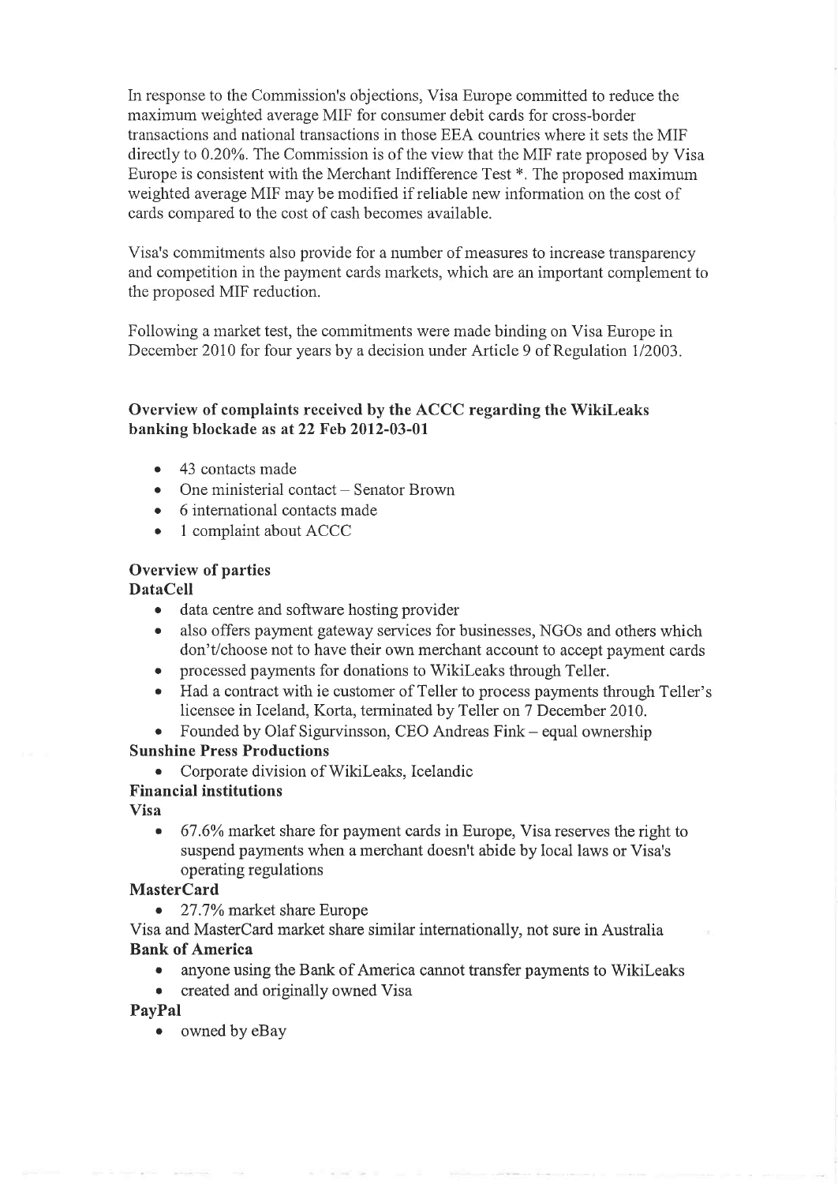In response to the Commission's objections, Visa Europe committed to reduce the maximum weighted average MIF for consumer debit cards for cross-border transactions and national transactions in those EEA countries where it sets the MIF directly to 0.20%. The Commission is of the view that the MIF rate proposed by Visa Europe is consistent with the Merchant Indifference Test *. The proposed maximum weighted average MIF may be modified if reliable new information on the cost of cards compared to the cost of cash becomes available.

Visa's commitments also provide for a number of measures to increase transparency and competition in the payment cards markets, which are an important complement to the proposed MIF reduction.

Following a market test, the commitments were made binding on Visa Europe in December 2010 for four years by a decision under Article 9 of Regulation 1/2003.

### Overview of complaints received by the ACCC regarding the WikiLeaks banking blockade as at 22 Feb 2012-03-01

- 43 contacts made
- One ministerial contact – Senator Brown
- 6 international contacts made
- 1 complaint about ACCC

### Overview of parties

**DataCell**

- data centre and software hosting provider
- also offers payment gateway services for businesses, NGOs and others which don't/choose not to have their own merchant account to accept payment cards
- processed payments for donations to WikiLeaks through Teller.
- Had a contract with ie customer of Teller to process payments through Teller's licensee in Iceland, Korta, terminated by Teller on 7 December 2010.
- Founded by Olaf Sigurvinsson, CEO Andreas Fink – equal ownership

**Sunshine Press Productions**

- Corporate division of WikiLeaks, Icelandic

**Financial institutions**

**Visa**

- 67.6% market share for payment cards in Europe, Visa reserves the right to suspend payments when a merchant doesn't abide by local laws or Visa's operating regulations

**MasterCard**

- 27.7% market share Europe

Visa and MasterCard market share similar internationally, not sure in Australia

**Bank of America**

- anyone using the Bank of America cannot transfer payments to WikiLeaks
- created and originally owned Visa

**PayPal**

- owned by eBay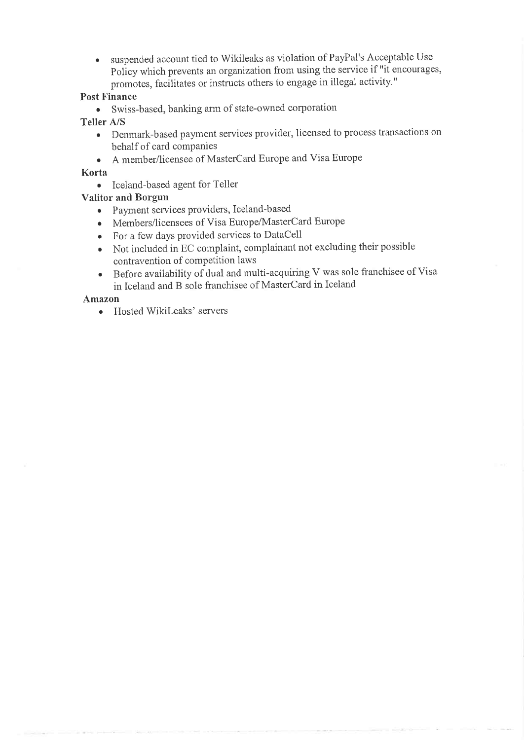- suspended account tied to Wikileaks as violation of PayPal's Acceptable Use Policy which prevents an organization from using the service if "it encourages, promotes, facilitates or instructs others to engage in illegal activity."

**Post Finance**

- Swiss-based, banking arm of state-owned corporation

**Teller A/S**

- Denmark-based payment services provider, licensed to process transactions on behalf of card companies
- A member/licensee of MasterCard Europe and Visa Europe

**Korta**

- Iceland-based agent for Teller

**Valitor and Borgun**

- Payment services providers, Iceland-based
- Members/licensees of Visa Europe/MasterCard Europe
- For a few days provided services to DataCell
- Not included in EC complaint, complainant not excluding their possible contravention of competition laws
- Before availability of dual and multi-acquiring V was sole franchisee of Visa in Iceland and B sole franchisee of MasterCard in Iceland

**Amazon**

- Hosted WikiLeaks' servers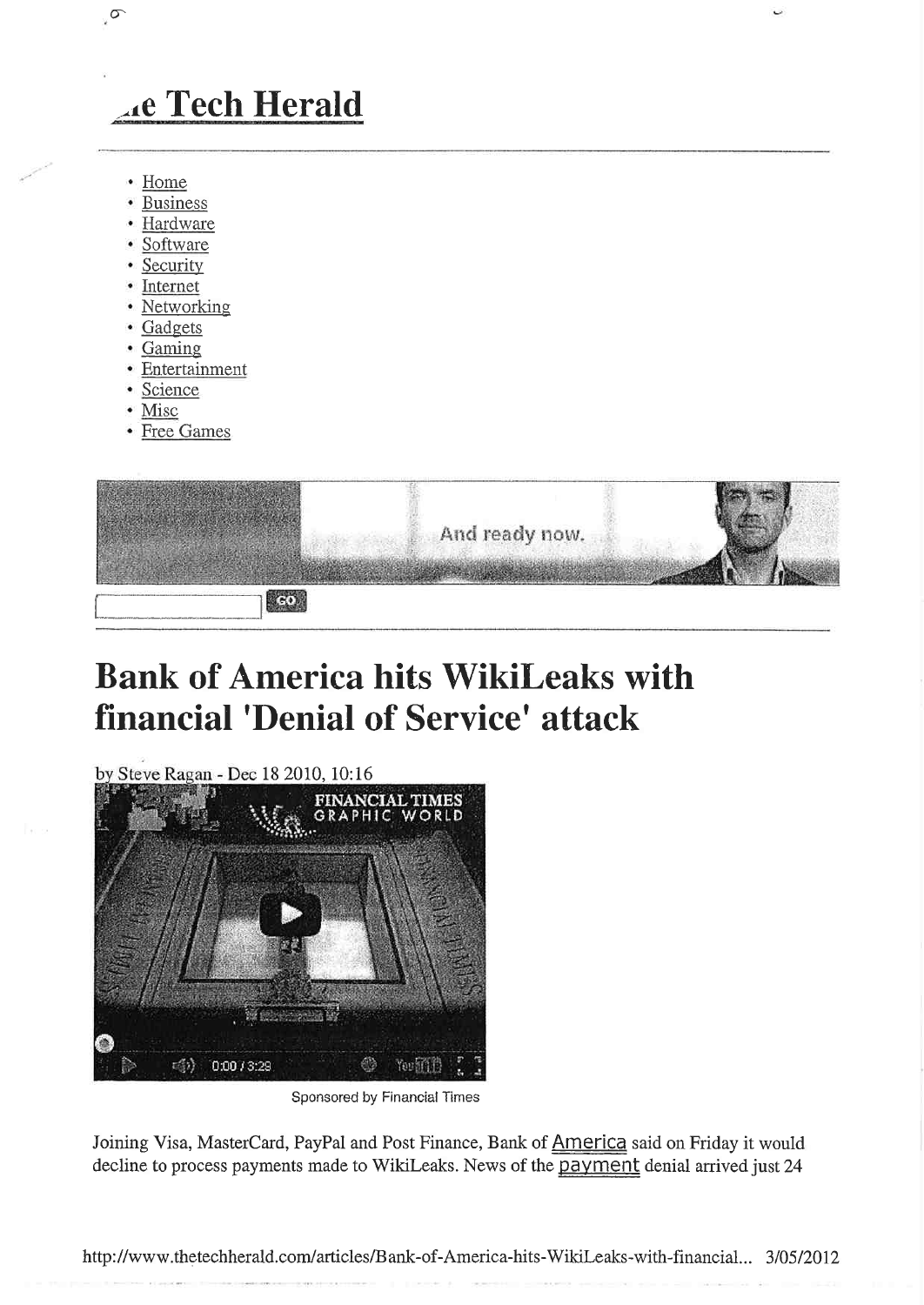# The Tech Herald

- Home
- Business
- Hardware
- Software
- Security
- Internet
- Networking
- Gadgets
- Gaming
- Entertainment
- Science
- Misc
- Free Games

And ready now.

GO

# Bank of America hits WikiLeaks with financial 'Denial of Service' attack

by Steve Ragan - Dec 18 2010, 10:16

Sponsored by Financial Times

Joining Visa, MasterCard, PayPal and Post Finance, Bank of America said on Friday it would decline to process payments made to WikiLeaks. News of the payment denial arrived just 24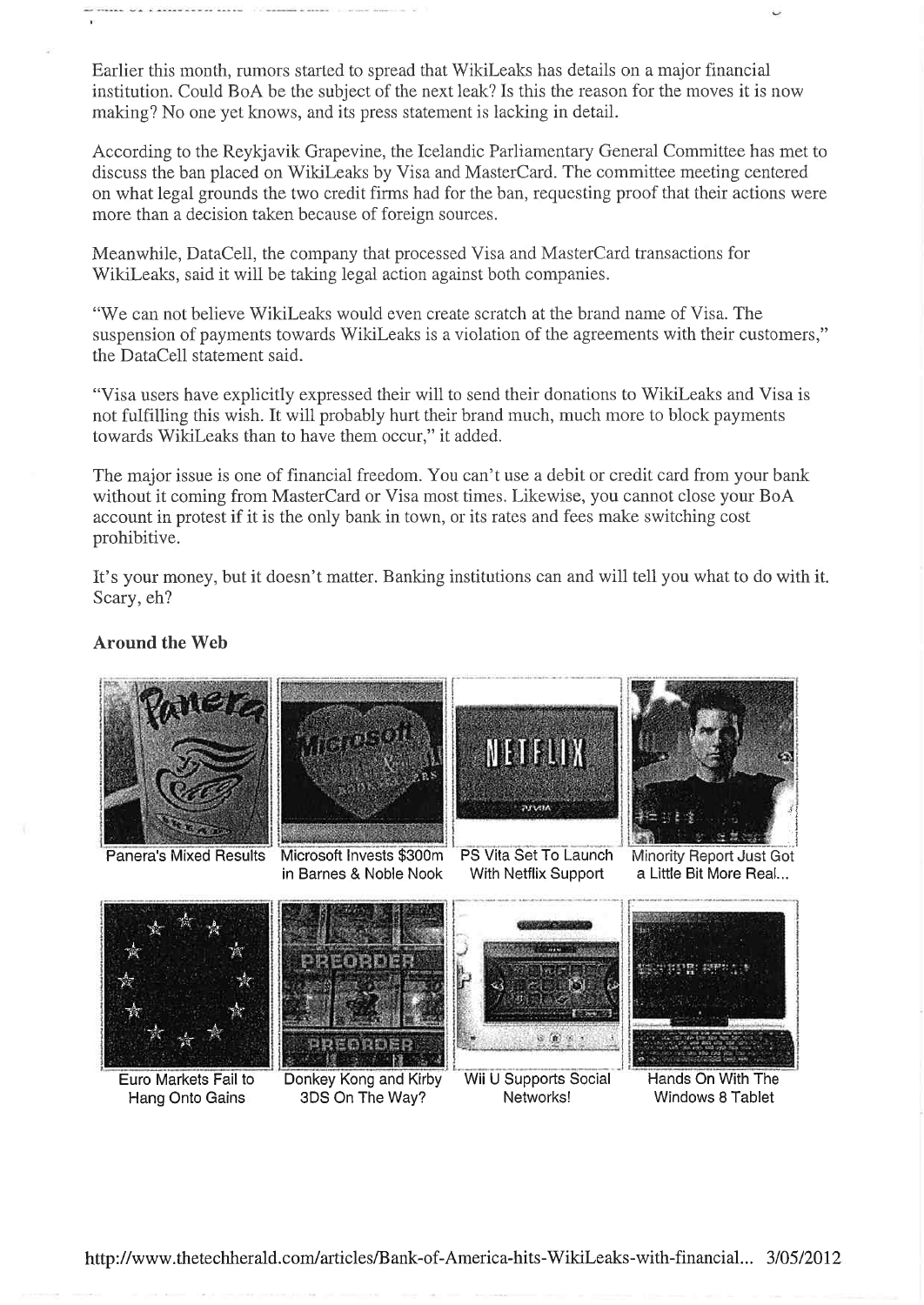Earlier this month, rumors started to spread that WikiLeaks has details on a major financial institution. Could BoA be the subject of the next leak? Is this the reason for the moves it is now making? No one yet knows, and its press statement is lacking in detail.

According to the Reykjavik Grapevine, the Icelandic Parliamentary General Committee has met to discuss the ban placed on WikiLeaks by Visa and MasterCard. The committee meeting centered on what legal grounds the two credit firms had for the ban, requesting proof that their actions were more than a decision taken because of foreign sources.

Meanwhile, DataCell, the company that processed Visa and MasterCard transactions for WikiLeaks, said it will be taking legal action against both companies.

"We can not believe WikiLeaks would even create scratch at the brand name of Visa. The suspension of payments towards WikiLeaks is a violation of the agreements with their customers," the DataCell statement said.

"Visa users have explicitly expressed their will to send their donations to WikiLeaks and Visa is not fulfilling this wish. It will probably hurt their brand much, much more to block payments towards WikiLeaks than to have them occur," it added.

The major issue is one of financial freedom. You can't use a debit or credit card from your bank without it coming from MasterCard or Visa most times. Likewise, you cannot close your BoA account in protest if it is the only bank in town, or its rates and fees make switching cost prohibitive.

It's your money, but it doesn't matter. Banking institutions can and will tell you what to do with it. Scary, eh?

### Around the Web

Panera's Mixed Results

Microsoft Invests $300m in Barnes & Noble Nook

PS Vita Set To Launch With Netflix Support

Minority Report Just Got a Little Bit More Real...

Euro Markets Fail to Hang Onto Gains

Donkey Kong and Kirby 3DS On The Way?

Wii U Supports Social Networks!

Hands On With The Windows 8 Tablet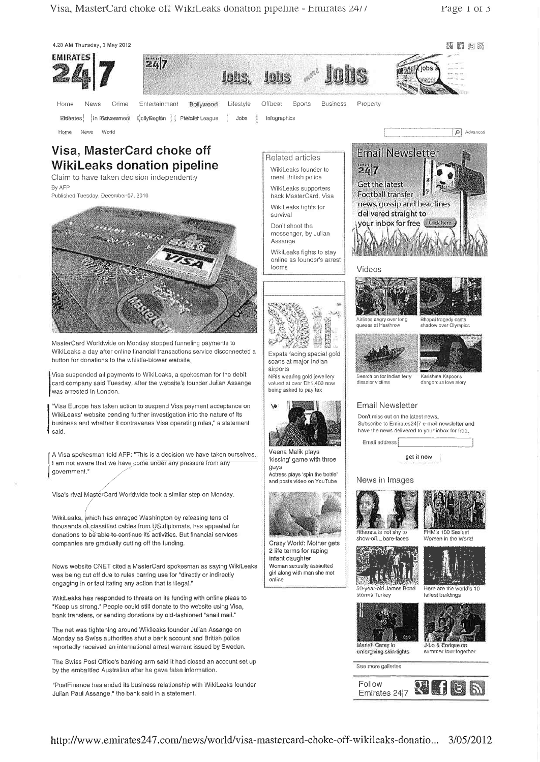# Visa, MasterCard choke off WikiLeaks donation pipeline

Claim to have taken decision independently

By AFP

Published Tuesday, December 07, 2010

MasterCard Worldwide on Monday stopped funneling payments to WikiLeaks a day after online financial transactions service disconnected a button for donations to the whistle-blower website.

Visa suspended all payments to WikiLeaks, a spokesman for the debit card company said Tuesday, after the website's founder Julian Assange was arrested in London.

"Visa Europe has taken action to suspend Visa payment acceptance on WikiLeaks' website pending further investigation into the nature of its business and whether it contravenes Visa operating rules," a statement said.

A Visa spokesman told AFP: "This is a decision we have taken ourselves. I am not aware that we have come under any pressure from any government."

Visa's rival MasterCard Worldwide took a similar step on Monday.

WikiLeaks, which has enraged Washington by releasing tens of thousands of classified cables from US diplomats, has appealed for donations to be able to continue its activities. But financial services companies are gradually cutting off the funding.

News website CNET cited a MasterCard spokesman as saying WikiLeaks was being cut off due to rules barring use for "directly or indirectly engaging in or facilitating any action that is illegal."

WikiLeaks has responded to threats on its funding with online pleas to "Keep us strong." People could still donate to the website using Visa, bank transfers, or sending donations by old-fashioned "snail mail."

The net was tightening around Wikileaks founder Julian Assange on Monday as Swiss authorities shut a bank account and British police reportedly received an international arrest warrant issued by Sweden.

The Swiss Post Office's banking arm said it had closed an account set up by the embattled Australian after he gave false information.

"PostFinance has ended its business relationship with WikiLeaks founder Julian Paul Assange," the bank said in a statement.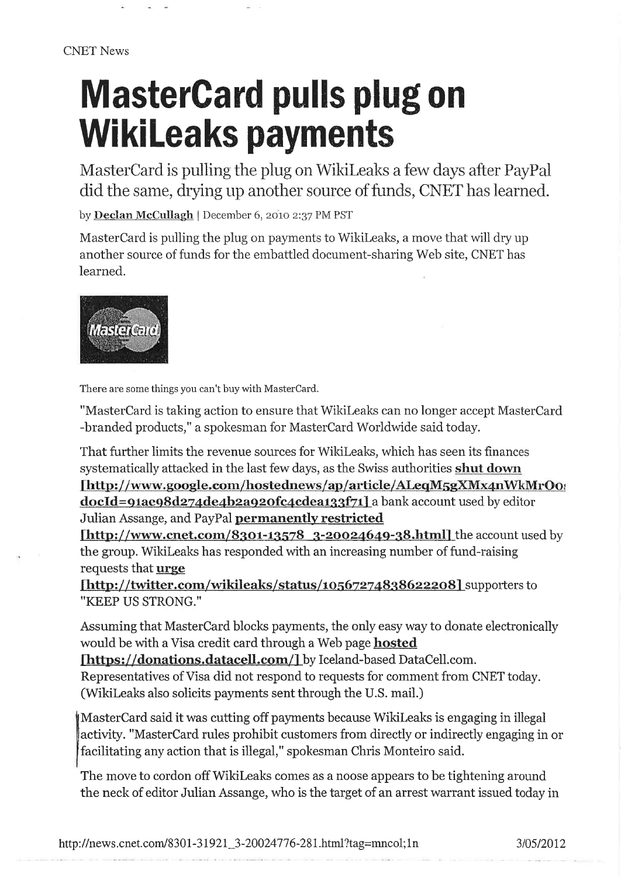CNET News

# MasterCard pulls plug on WikiLeaks payments

MasterCard is pulling the plug on WikiLeaks a few days after PayPal did the same, drying up another source of funds, CNET has learned.

by **Declan McCullagh** | December 6, 2010 2:37 PM PST

MasterCard is pulling the plug on payments to WikiLeaks, a move that will dry up another source of funds for the embattled document-sharing Web site, CNET has learned.

There are some things you can't buy with MasterCard.

"MasterCard is taking action to ensure that WikiLeaks can no longer accept MasterCard -branded products," a spokesman for MasterCard Worldwide said today.

That further limits the revenue sources for WikiLeaks, which has seen its finances systematically attacked in the last few days, as the Swiss authorities **shut down [http://www.google.com/hostednews/ap/article/ALeqM5gXMx4nWkMrOo docId=91ae98d274de4b2a920fc4cdea133f71]** a bank account used by editor Julian Assange, and PayPal **permanently restricted [http://www.cnet.com/8301-13578_3-20024649-38.html]** the account used by the group. WikiLeaks has responded with an increasing number of fund-raising requests that **urge [http://twitter.com/wikileaks/status/10567274838622208]** supporters to "KEEP US STRONG."

Assuming that MasterCard blocks payments, the only easy way to donate electronically would be with a Visa credit card through a Web page **hosted [https://donations.datacell.com/]** by Iceland-based DataCell.com. Representatives of Visa did not respond to requests for comment from CNET today. (WikiLeaks also solicits payments sent through the U.S. mail.)

MasterCard said it was cutting off payments because WikiLeaks is engaging in illegal activity. "MasterCard rules prohibit customers from directly or indirectly engaging in or facilitating any action that is illegal," spokesman Chris Monteiro said.

The move to cordon off WikiLeaks comes as a noose appears to be tightening around the neck of editor Julian Assange, who is the target of an arrest warrant issued today in

http://news.cnet.com/8301-31921_3-20024776-281.html?tag=mncol;1n 3/05/2012